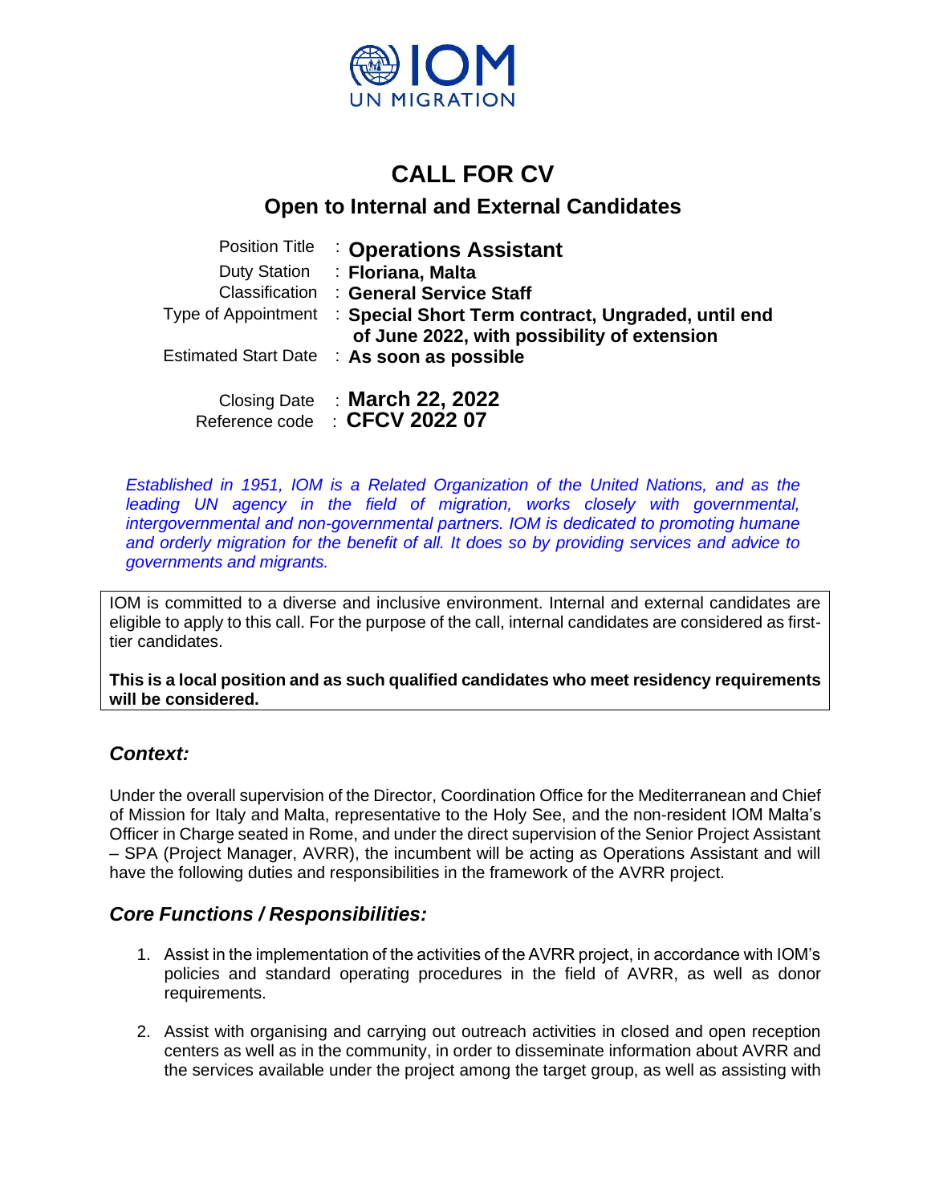# CALL FOR CV

## Open to Internal and External Candidates

| | |
|---|---|
| Position Title | : **Operations Assistant** |
| Duty Station | : **Floriana, Malta** |
| Classification | : **General Service Staff** |
| Type of Appointment | : **Special Short Term contract, Ungraded, until end of June 2022, with possibility of extension** |
| Estimated Start Date | : **As soon as possible** |
| Closing Date | : **March 22, 2022** |
| Reference code | : **CFCV 2022 07** |

*Established in 1951, IOM is a Related Organization of the United Nations, and as the leading UN agency in the field of migration, works closely with governmental, intergovernmental and non-governmental partners. IOM is dedicated to promoting humane and orderly migration for the benefit of all. It does so by providing services and advice to governments and migrants.*

IOM is committed to a diverse and inclusive environment. Internal and external candidates are eligible to apply to this call. For the purpose of the call, internal candidates are considered as first-tier candidates.

**This is a local position and as such qualified candidates who meet residency requirements will be considered.**

### *Context:*

Under the overall supervision of the Director, Coordination Office for the Mediterranean and Chief of Mission for Italy and Malta, representative to the Holy See, and the non-resident IOM Malta's Officer in Charge seated in Rome, and under the direct supervision of the Senior Project Assistant – SPA (Project Manager, AVRR), the incumbent will be acting as Operations Assistant and will have the following duties and responsibilities in the framework of the AVRR project.

### *Core Functions / Responsibilities:*

1. Assist in the implementation of the activities of the AVRR project, in accordance with IOM's policies and standard operating procedures in the field of AVRR, as well as donor requirements.

2. Assist with organising and carrying out outreach activities in closed and open reception centers as well as in the community, in order to disseminate information about AVRR and the services available under the project among the target group, as well as assisting with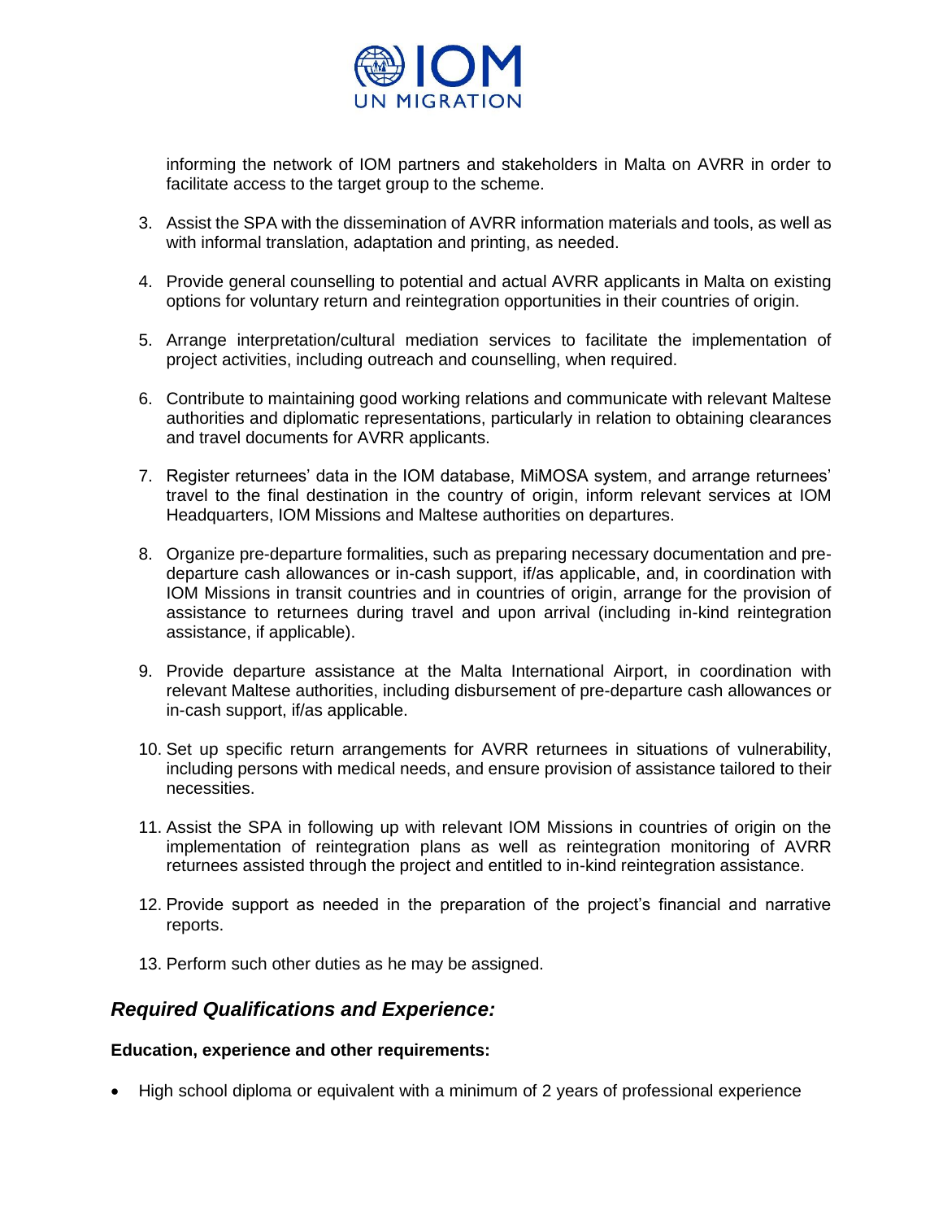informing the network of IOM partners and stakeholders in Malta on AVRR in order to facilitate access to the target group to the scheme.

3. Assist the SPA with the dissemination of AVRR information materials and tools, as well as with informal translation, adaptation and printing, as needed.

4. Provide general counselling to potential and actual AVRR applicants in Malta on existing options for voluntary return and reintegration opportunities in their countries of origin.

5. Arrange interpretation/cultural mediation services to facilitate the implementation of project activities, including outreach and counselling, when required.

6. Contribute to maintaining good working relations and communicate with relevant Maltese authorities and diplomatic representations, particularly in relation to obtaining clearances and travel documents for AVRR applicants.

7. Register returnees' data in the IOM database, MiMOSA system, and arrange returnees' travel to the final destination in the country of origin, inform relevant services at IOM Headquarters, IOM Missions and Maltese authorities on departures.

8. Organize pre-departure formalities, such as preparing necessary documentation and pre-departure cash allowances or in-cash support, if/as applicable, and, in coordination with IOM Missions in transit countries and in countries of origin, arrange for the provision of assistance to returnees during travel and upon arrival (including in-kind reintegration assistance, if applicable).

9. Provide departure assistance at the Malta International Airport, in coordination with relevant Maltese authorities, including disbursement of pre-departure cash allowances or in-cash support, if/as applicable.

10. Set up specific return arrangements for AVRR returnees in situations of vulnerability, including persons with medical needs, and ensure provision of assistance tailored to their necessities.

11. Assist the SPA in following up with relevant IOM Missions in countries of origin on the implementation of reintegration plans as well as reintegration monitoring of AVRR returnees assisted through the project and entitled to in-kind reintegration assistance.

12. Provide support as needed in the preparation of the project's financial and narrative reports.

13. Perform such other duties as he may be assigned.

## *Required Qualifications and Experience:*

**Education, experience and other requirements:**

- High school diploma or equivalent with a minimum of 2 years of professional experience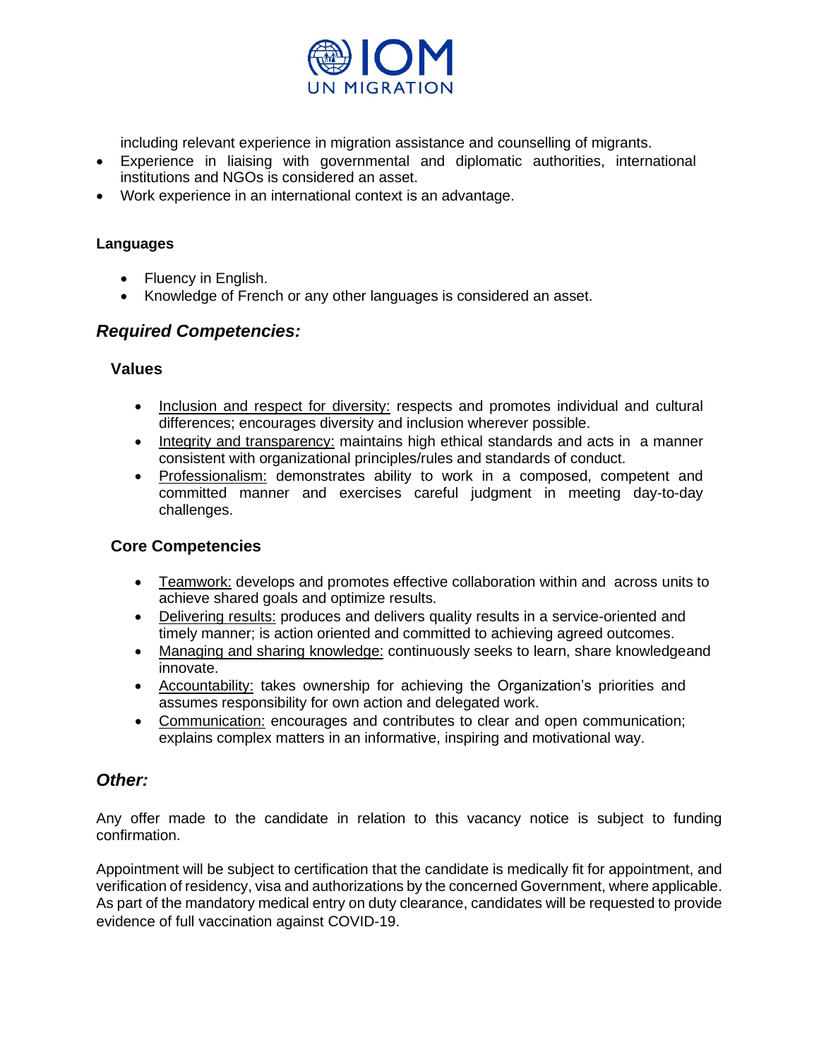including relevant experience in migration assistance and counselling of migrants.
- Experience in liaising with governmental and diplomatic authorities, international institutions and NGOs is considered an asset.
- Work experience in an international context is an advantage.

**Languages**

- Fluency in English.
- Knowledge of French or any other languages is considered an asset.

## *Required Competencies:*

### Values

- Inclusion and respect for diversity: respects and promotes individual and cultural differences; encourages diversity and inclusion wherever possible.
- Integrity and transparency: maintains high ethical standards and acts in a manner consistent with organizational principles/rules and standards of conduct.
- Professionalism: demonstrates ability to work in a composed, competent and committed manner and exercises careful judgment in meeting day-to-day challenges.

### Core Competencies

- Teamwork: develops and promotes effective collaboration within and across units to achieve shared goals and optimize results.
- Delivering results: produces and delivers quality results in a service-oriented and timely manner; is action oriented and committed to achieving agreed outcomes.
- Managing and sharing knowledge: continuously seeks to learn, share knowledgeand innovate.
- Accountability: takes ownership for achieving the Organization's priorities and assumes responsibility for own action and delegated work.
- Communication: encourages and contributes to clear and open communication; explains complex matters in an informative, inspiring and motivational way.

## *Other:*

Any offer made to the candidate in relation to this vacancy notice is subject to funding confirmation.

Appointment will be subject to certification that the candidate is medically fit for appointment, and verification of residency, visa and authorizations by the concerned Government, where applicable. As part of the mandatory medical entry on duty clearance, candidates will be requested to provide evidence of full vaccination against COVID-19.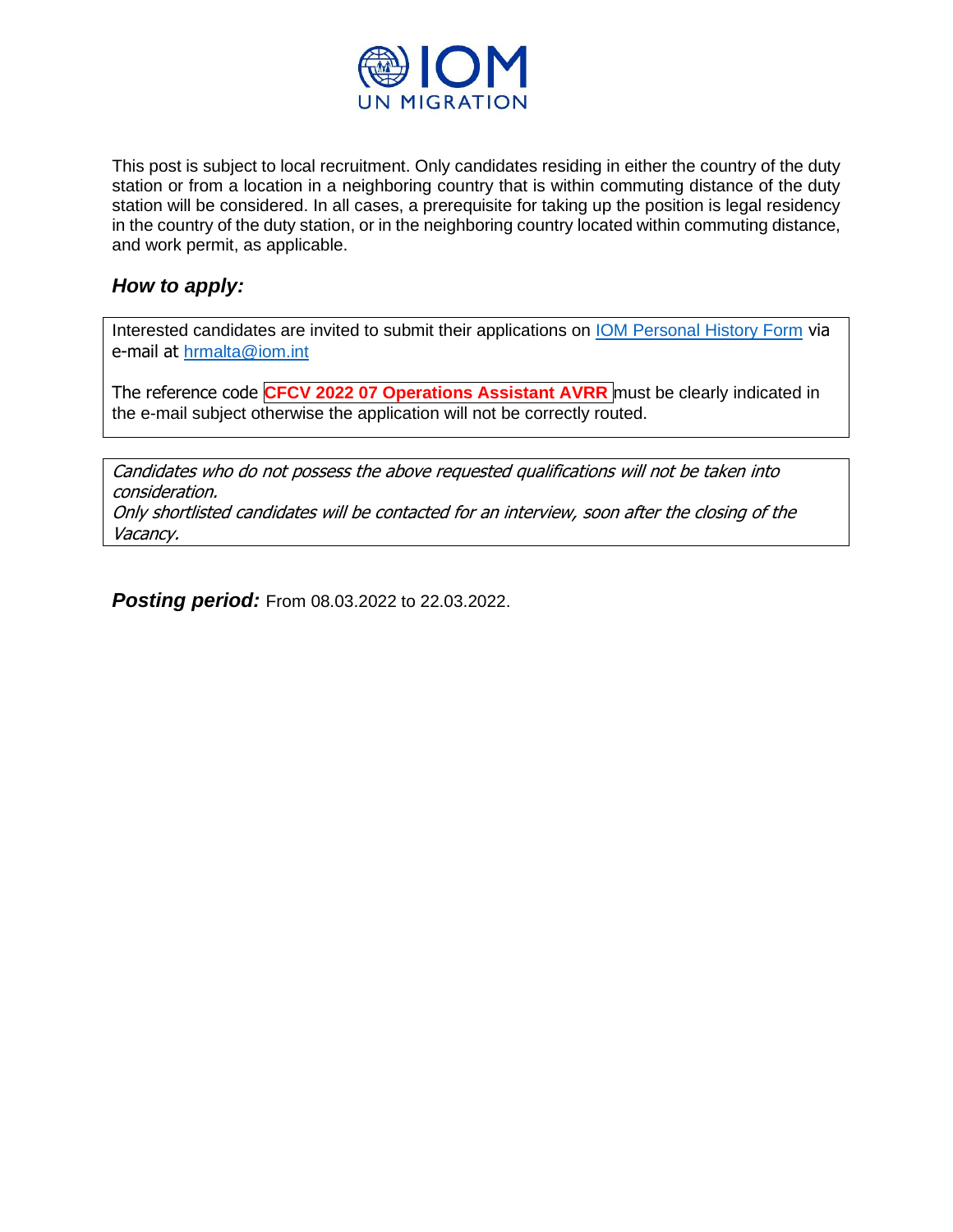This post is subject to local recruitment. Only candidates residing in either the country of the duty station or from a location in a neighboring country that is within commuting distance of the duty station will be considered. In all cases, a prerequisite for taking up the position is legal residency in the country of the duty station, or in the neighboring country located within commuting distance, and work permit, as applicable.

### *How to apply:*

Interested candidates are invited to submit their applications on IOM Personal History Form via e-mail at hrmalta@iom.int

The reference code **CFCV 2022 07 Operations Assistant AVRR** must be clearly indicated in the e-mail subject otherwise the application will not be correctly routed.

*Candidates who do not possess the above requested qualifications will not be taken into consideration.*
*Only shortlisted candidates will be contacted for an interview, soon after the closing of the Vacancy.*

***Posting period:*** From 08.03.2022 to 22.03.2022.